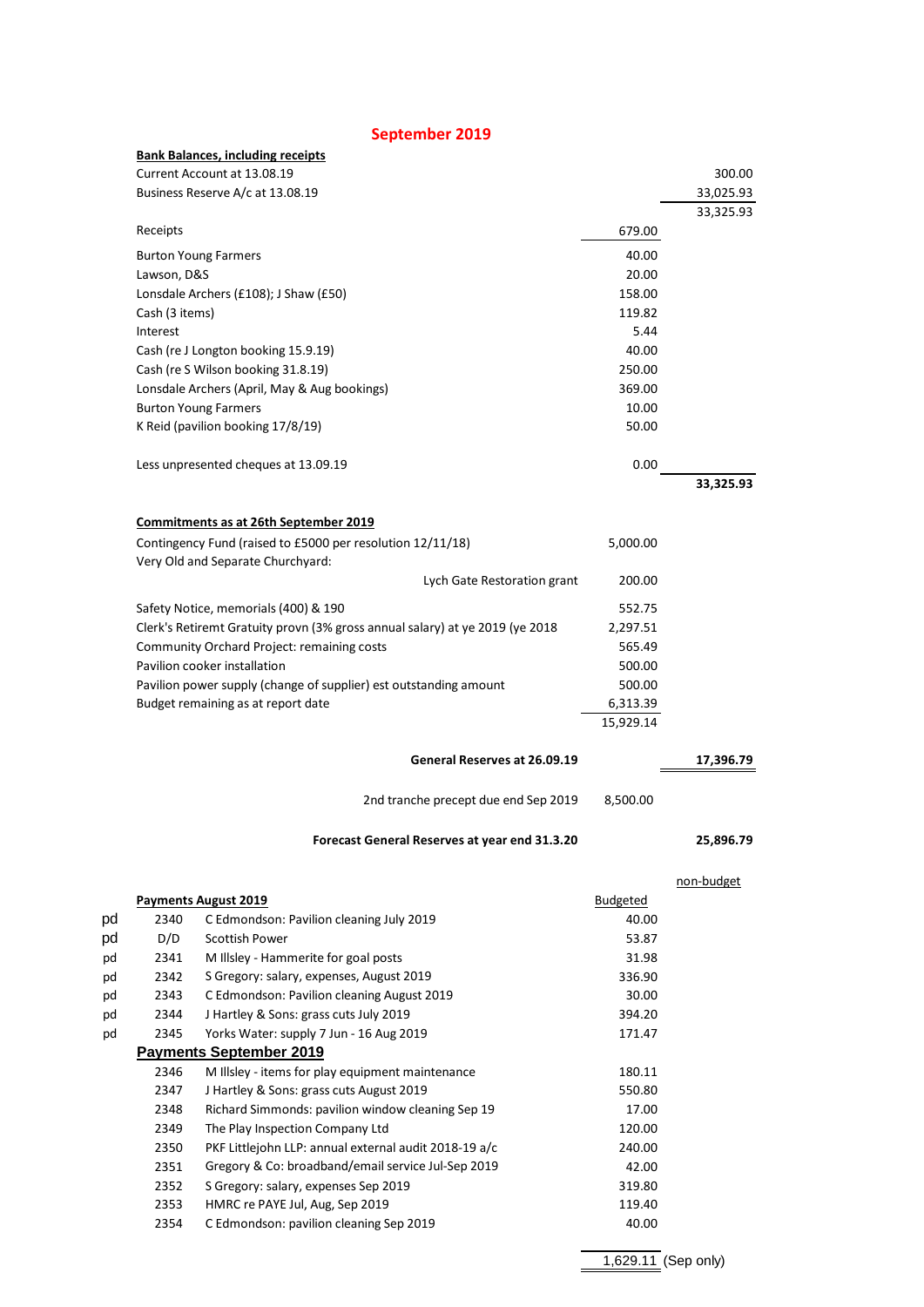# September 2019

**Bank Balances, including receipts**

| | | | |
|---|---|---|---|
| Current Account at 13.08.19 | | | 300.00 |
| Business Reserve A/c at 13.08.19 | | | 33,025.93 |
| | | | 33,325.93 |
| Receipts | | 679.00 | |
| Burton Young Farmers | | 40.00 | |
| Lawson, D&S | | 20.00 | |
| Lonsdale Archers (£108); J Shaw (£50) | | 158.00 | |
| Cash (3 items) | | 119.82 | |
| Interest | | 5.44 | |
| Cash (re J Longton booking 15.9.19) | | 40.00 | |
| Cash (re S Wilson booking 31.8.19) | | 250.00 | |
| Lonsdale Archers (April, May & Aug bookings) | | 369.00 | |
| Burton Young Farmers | | 10.00 | |
| K Reid (pavilion booking 17/8/19) | | 50.00 | |
| Less unpresented cheques at 13.09.19 | | 0.00 | |
| | | | **33,325.93** |

**Commitments as at 26th September 2019**

| | | | |
|---|---|---|---|
| Contingency Fund (raised to £5000 per resolution 12/11/18) | | 5,000.00 | |
| Very Old and Separate Churchyard: | | | |
| | Lych Gate Restoration grant | 200.00 | |
| Safety Notice, memorials (400) & 190 | | 552.75 | |
| Clerk's Retiremt Gratuity provn (3% gross annual salary) at ye 2019 (ye 2018 | | 2,297.51 | |
| Community Orchard Project: remaining costs | | 565.49 | |
| Pavilion cooker installation | | 500.00 | |
| Pavilion power supply (change of supplier) est outstanding amount | | 500.00 | |
| Budget remaining as at report date | | 6,313.39 | |
| | | 15,929.14 | |
| | **General Reserves at 26.09.19** | | **17,396.79** |
| | 2nd tranche precept due end Sep 2019 | 8,500.00 | |
| | **Forecast General Reserves at year end 31.3.20** | | **25,896.79** |

**Payments August 2019**

| | No. | Payee | Budgeted | non-budget |
|---|---|---|---|---|
| pd | 2340 | C Edmondson: Pavilion cleaning July 2019 | 40.00 | |
| pd | D/D | Scottish Power | 53.87 | |
| pd | 2341 | M Illsley - Hammerite for goal posts | 31.98 | |
| pd | 2342 | S Gregory: salary, expenses, August 2019 | 336.90 | |
| pd | 2343 | C Edmondson: Pavilion cleaning August 2019 | 30.00 | |
| pd | 2344 | J Hartley & Sons: grass cuts July 2019 | 394.20 | |
| pd | 2345 | Yorks Water: supply 7 Jun - 16 Aug 2019 | 171.47 | |

**Payments September 2019**

| | No. | Payee | Budgeted | non-budget |
|---|---|---|---|---|
| | 2346 | M Illsley - items for play equipment maintenance | 180.11 | |
| | 2347 | J Hartley & Sons: grass cuts August 2019 | 550.80 | |
| | 2348 | Richard Simmonds: pavilion window cleaning Sep 19 | 17.00 | |
| | 2349 | The Play Inspection Company Ltd | 120.00 | |
| | 2350 | PKF Littlejohn LLP: annual external audit 2018-19 a/c | 240.00 | |
| | 2351 | Gregory & Co: broadband/email service Jul-Sep 2019 | 42.00 | |
| | 2352 | S Gregory: salary, expenses Sep 2019 | 319.80 | |
| | 2353 | HMRC re PAYE Jul, Aug, Sep 2019 | 119.40 | |
| | 2354 | C Edmondson: pavilion cleaning Sep 2019 | 40.00 | |
| | | | 1,629.11 | (Sep only) |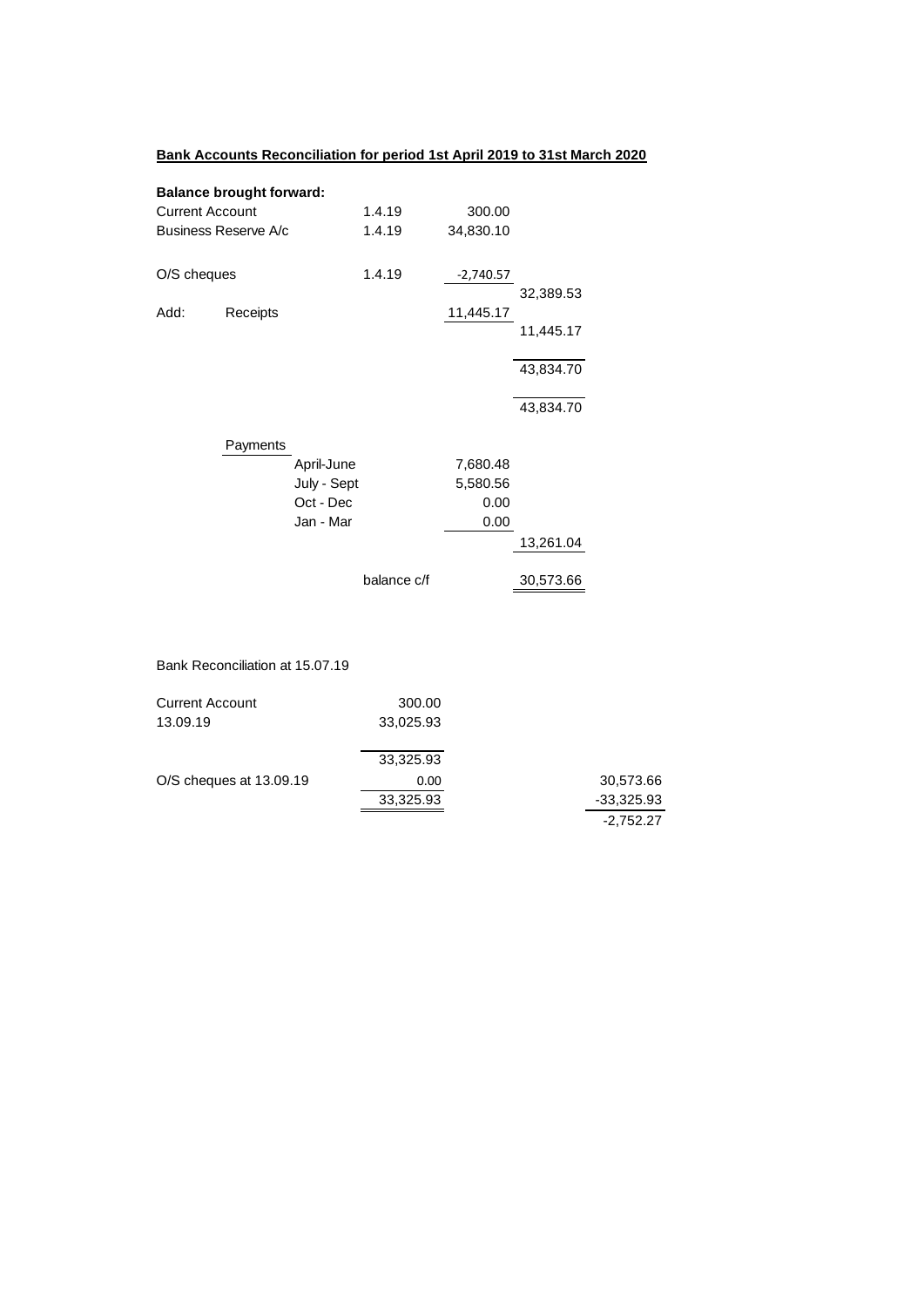**Bank Accounts Reconciliation for period 1st April 2019 to 31st March 2020**

| | | | | |
|---|---|---|---|---|
| **Balance brought forward:** | | | | |
| Current Account | | 1.4.19 | 300.00 | |
| Business Reserve A/c | | 1.4.19 | 34,830.10 | |
| O/S cheques | | 1.4.19 | -2,740.57 | |
| | | | | 32,389.53 |
| Add: | Receipts | | 11,445.17 | |
| | | | | 11,445.17 |
| | | | | 43,834.70 |
| | | | | 43,834.70 |
| | Payments | | | |
| | April-June | | 7,680.48 | |
| | July - Sept | | 5,580.56 | |
| | Oct - Dec | | 0.00 | |
| | Jan - Mar | | 0.00 | |
| | | | | 13,261.04 |
| | | balance c/f | | 30,573.66 |

Bank Reconciliation at 15.07.19

| | | | |
|---|---|---|---|
| Current Account | 300.00 | | |
| 13.09.19 | 33,025.93 | | |
| | 33,325.93 | | |
| O/S cheques at 13.09.19 | 0.00 | | 30,573.66 |
| | 33,325.93 | | -33,325.93 |
| | | | -2,752.27 |